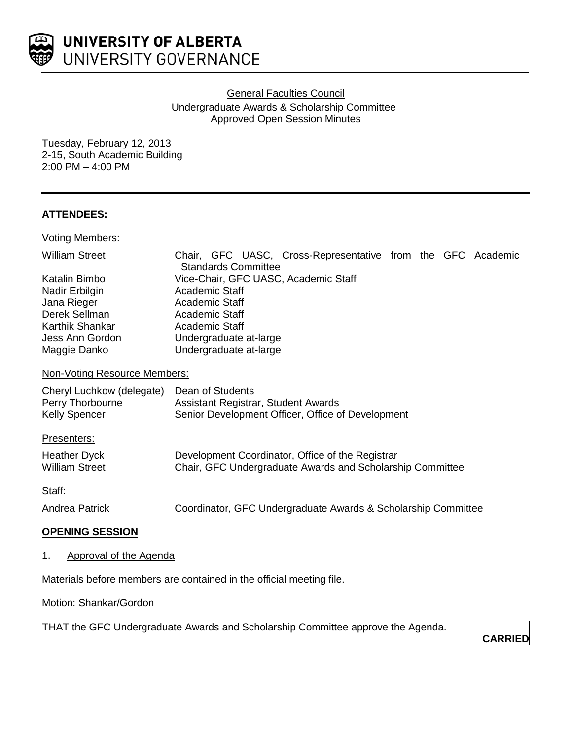# UNIVERSITY OF ALBERTA
## UNIVERSITY GOVERNANCE

General Faculties Council
Undergraduate Awards & Scholarship Committee
Approved Open Session Minutes

Tuesday, February 12, 2013
2-15, South Academic Building
2:00 PM – 4:00 PM

**ATTENDEES:**

Voting Members:

| | |
|---|---|
| William Street | Chair, GFC UASC, Cross-Representative from the GFC Academic Standards Committee |
| Katalin Bimbo | Vice-Chair, GFC UASC, Academic Staff |
| Nadir Erbilgin | Academic Staff |
| Jana Rieger | Academic Staff |
| Derek Sellman | Academic Staff |
| Karthik Shankar | Academic Staff |
| Jess Ann Gordon | Undergraduate at-large |
| Maggie Danko | Undergraduate at-large |

Non-Voting Resource Members:

| | |
|---|---|
| Cheryl Luchkow (delegate) | Dean of Students |
| Perry Thorbourne | Assistant Registrar, Student Awards |
| Kelly Spencer | Senior Development Officer, Office of Development |

Presenters:

| | |
|---|---|
| Heather Dyck | Development Coordinator, Office of the Registrar |
| William Street | Chair, GFC Undergraduate Awards and Scholarship Committee |

Staff:

| | |
|---|---|
| Andrea Patrick | Coordinator, GFC Undergraduate Awards & Scholarship Committee |

**OPENING SESSION**

1. Approval of the Agenda

Materials before members are contained in the official meeting file.

Motion: Shankar/Gordon

THAT the GFC Undergraduate Awards and Scholarship Committee approve the Agenda.

**CARRIED**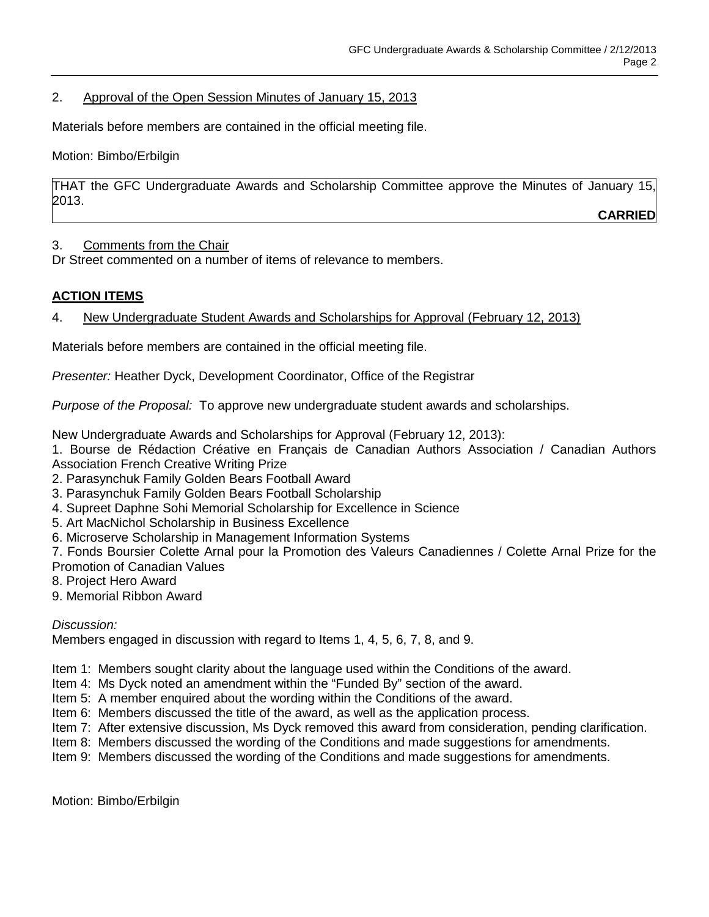2. Approval of the Open Session Minutes of January 15, 2013

Materials before members are contained in the official meeting file.

Motion: Bimbo/Erbilgin

THAT the GFC Undergraduate Awards and Scholarship Committee approve the Minutes of January 15, 2013.

**CARRIED**

3. Comments from the Chair

Dr Street commented on a number of items of relevance to members.

## ACTION ITEMS

4. New Undergraduate Student Awards and Scholarships for Approval (February 12, 2013)

Materials before members are contained in the official meeting file.

*Presenter:* Heather Dyck, Development Coordinator, Office of the Registrar

*Purpose of the Proposal:* To approve new undergraduate student awards and scholarships.

New Undergraduate Awards and Scholarships for Approval (February 12, 2013):

1. Bourse de Rédaction Créative en Français de Canadian Authors Association / Canadian Authors Association French Creative Writing Prize
2. Parasynchuk Family Golden Bears Football Award
3. Parasynchuk Family Golden Bears Football Scholarship
4. Supreet Daphne Sohi Memorial Scholarship for Excellence in Science
5. Art MacNichol Scholarship in Business Excellence
6. Microserve Scholarship in Management Information Systems
7. Fonds Boursier Colette Arnal pour la Promotion des Valeurs Canadiennes / Colette Arnal Prize for the Promotion of Canadian Values
8. Project Hero Award
9. Memorial Ribbon Award

*Discussion:*

Members engaged in discussion with regard to Items 1, 4, 5, 6, 7, 8, and 9.

Item 1: Members sought clarity about the language used within the Conditions of the award.
Item 4: Ms Dyck noted an amendment within the "Funded By" section of the award.
Item 5: A member enquired about the wording within the Conditions of the award.
Item 6: Members discussed the title of the award, as well as the application process.
Item 7: After extensive discussion, Ms Dyck removed this award from consideration, pending clarification.
Item 8: Members discussed the wording of the Conditions and made suggestions for amendments.
Item 9: Members discussed the wording of the Conditions and made suggestions for amendments.

Motion: Bimbo/Erbilgin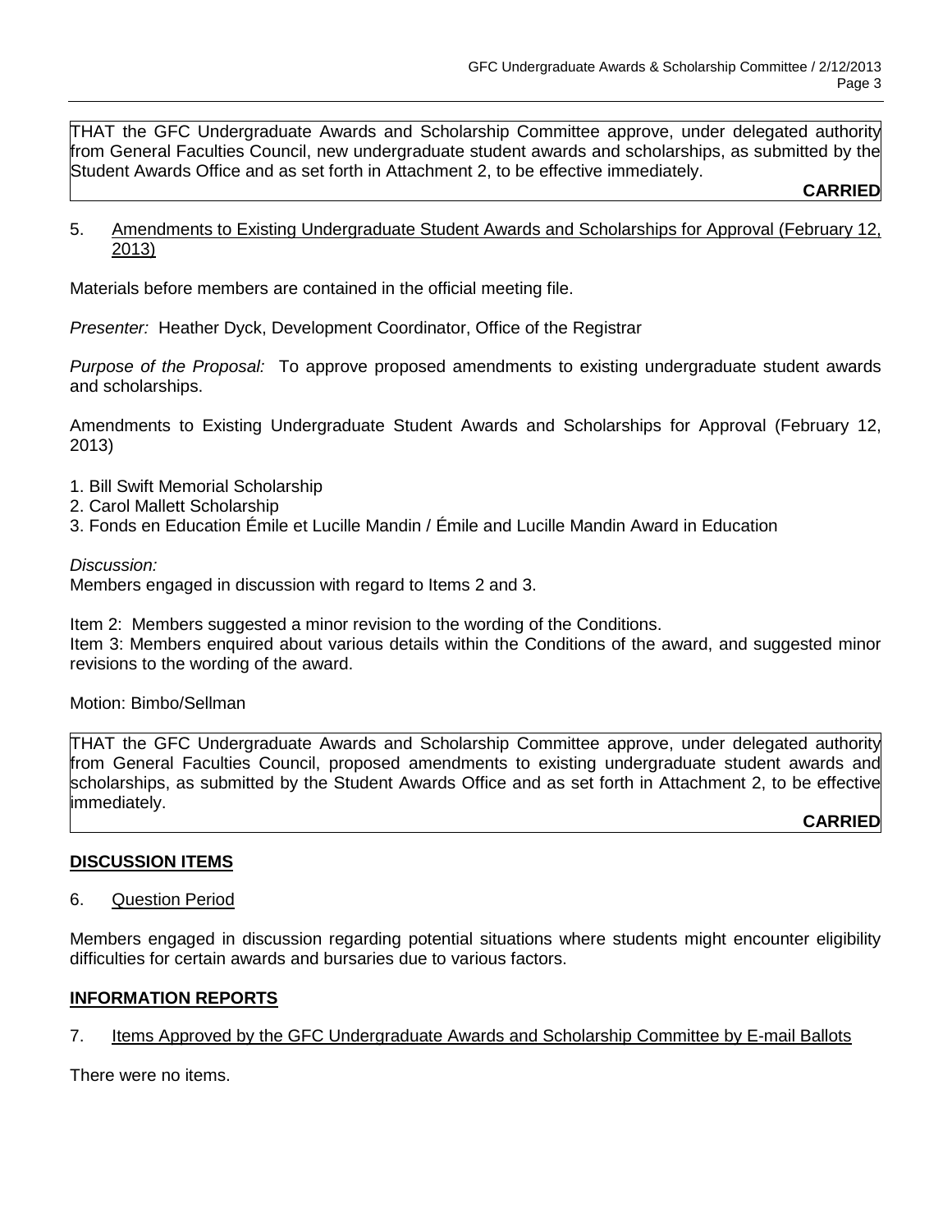THAT the GFC Undergraduate Awards and Scholarship Committee approve, under delegated authority from General Faculties Council, new undergraduate student awards and scholarships, as submitted by the Student Awards Office and as set forth in Attachment 2, to be effective immediately.

**CARRIED**

5. Amendments to Existing Undergraduate Student Awards and Scholarships for Approval (February 12, 2013)

Materials before members are contained in the official meeting file.

*Presenter:* Heather Dyck, Development Coordinator, Office of the Registrar

*Purpose of the Proposal:* To approve proposed amendments to existing undergraduate student awards and scholarships.

Amendments to Existing Undergraduate Student Awards and Scholarships for Approval (February 12, 2013)

1. Bill Swift Memorial Scholarship
2. Carol Mallett Scholarship
3. Fonds en Education Émile et Lucille Mandin / Émile and Lucille Mandin Award in Education

*Discussion:*
Members engaged in discussion with regard to Items 2 and 3.

Item 2: Members suggested a minor revision to the wording of the Conditions.
Item 3: Members enquired about various details within the Conditions of the award, and suggested minor revisions to the wording of the award.

Motion: Bimbo/Sellman

THAT the GFC Undergraduate Awards and Scholarship Committee approve, under delegated authority from General Faculties Council, proposed amendments to existing undergraduate student awards and scholarships, as submitted by the Student Awards Office and as set forth in Attachment 2, to be effective immediately.

**CARRIED**

## DISCUSSION ITEMS

6. Question Period

Members engaged in discussion regarding potential situations where students might encounter eligibility difficulties for certain awards and bursaries due to various factors.

## INFORMATION REPORTS

7. Items Approved by the GFC Undergraduate Awards and Scholarship Committee by E-mail Ballots

There were no items.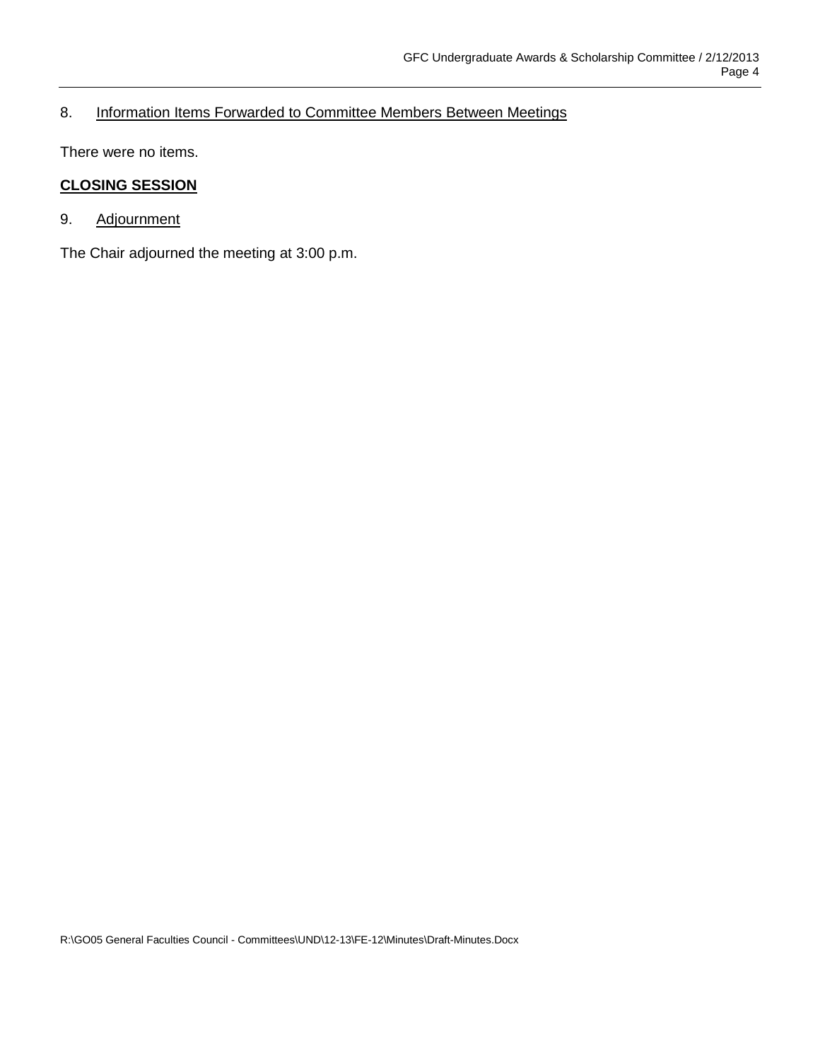8. Information Items Forwarded to Committee Members Between Meetings

There were no items.

**CLOSING SESSION**

9. Adjournment

The Chair adjourned the meeting at 3:00 p.m.

R:\GO05 General Faculties Council - Committees\UND\12-13\FE-12\Minutes\Draft-Minutes.Docx